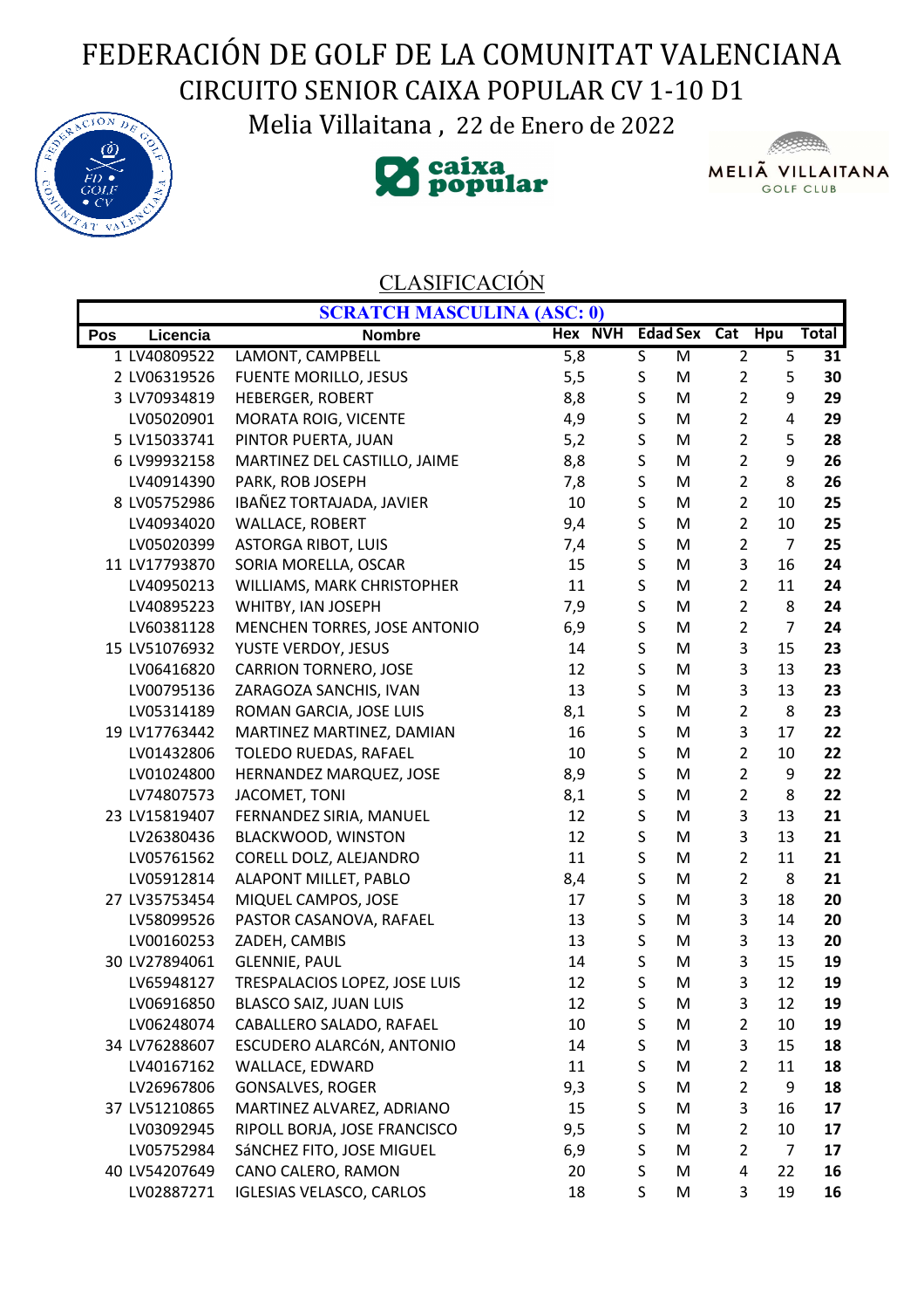# FEDERACIÓN DE GOLF DE LA COMUNITAT VALENCIANA

## CIRCUITO SENIOR CAIXA POPULAR CV 1-10 D1

Melia Villaitana , 22 de Enero de 2022

### CLASIFICACIÓN

| SCRATCH MASCULINA (ASC: 0) | | | | | | | | | | |
|---|---|---|---|---|---|---|---|---|---|---|
| Pos | Licencia | Nombre | Hex | NVH | Edad | Sex | Cat | Hpu | Total |
| 1 | LV40809522 | LAMONT, CAMPBELL | 5,8 | | S | M | 2 | 5 | 31 |
| 2 | LV06319526 | FUENTE MORILLO, JESUS | 5,5 | | S | M | 2 | 5 | 30 |
| 3 | LV70934819 | HEBERGER, ROBERT | 8,8 | | S | M | 2 | 9 | 29 |
| | LV05020901 | MORATA ROIG, VICENTE | 4,9 | | S | M | 2 | 4 | 29 |
| 5 | LV15033741 | PINTOR PUERTA, JUAN | 5,2 | | S | M | 2 | 5 | 28 |
| 6 | LV99932158 | MARTINEZ DEL CASTILLO, JAIME | 8,8 | | S | M | 2 | 9 | 26 |
| | LV40914390 | PARK, ROB JOSEPH | 7,8 | | S | M | 2 | 8 | 26 |
| 8 | LV05752986 | IBAÑEZ TORTAJADA, JAVIER | 10 | | S | M | 2 | 10 | 25 |
| | LV40934020 | WALLACE, ROBERT | 9,4 | | S | M | 2 | 10 | 25 |
| | LV05020399 | ASTORGA RIBOT, LUIS | 7,4 | | S | M | 2 | 7 | 25 |
| 11 | LV17793870 | SORIA MORELLA, OSCAR | 15 | | S | M | 3 | 16 | 24 |
| | LV40950213 | WILLIAMS, MARK CHRISTOPHER | 11 | | S | M | 2 | 11 | 24 |
| | LV40895223 | WHITBY, IAN JOSEPH | 7,9 | | S | M | 2 | 8 | 24 |
| | LV60381128 | MENCHEN TORRES, JOSE ANTONIO | 6,9 | | S | M | 2 | 7 | 24 |
| 15 | LV51076932 | YUSTE VERDOY, JESUS | 14 | | S | M | 3 | 15 | 23 |
| | LV06416820 | CARRION TORNERO, JOSE | 12 | | S | M | 3 | 13 | 23 |
| | LV00795136 | ZARAGOZA SANCHIS, IVAN | 13 | | S | M | 3 | 13 | 23 |
| | LV05314189 | ROMAN GARCIA, JOSE LUIS | 8,1 | | S | M | 2 | 8 | 23 |
| 19 | LV17763442 | MARTINEZ MARTINEZ, DAMIAN | 16 | | S | M | 3 | 17 | 22 |
| | LV01432806 | TOLEDO RUEDAS, RAFAEL | 10 | | S | M | 2 | 10 | 22 |
| | LV01024800 | HERNANDEZ MARQUEZ, JOSE | 8,9 | | S | M | 2 | 9 | 22 |
| | LV74807573 | JACOMET, TONI | 8,1 | | S | M | 2 | 8 | 22 |
| 23 | LV15819407 | FERNANDEZ SIRIA, MANUEL | 12 | | S | M | 3 | 13 | 21 |
| | LV26380436 | BLACKWOOD, WINSTON | 12 | | S | M | 3 | 13 | 21 |
| | LV05761562 | CORELL DOLZ, ALEJANDRO | 11 | | S | M | 2 | 11 | 21 |
| | LV05912814 | ALAPONT MILLET, PABLO | 8,4 | | S | M | 2 | 8 | 21 |
| 27 | LV35753454 | MIQUEL CAMPOS, JOSE | 17 | | S | M | 3 | 18 | 20 |
| | LV58099526 | PASTOR CASANOVA, RAFAEL | 13 | | S | M | 3 | 14 | 20 |
| | LV00160253 | ZADEH, CAMBIS | 13 | | S | M | 3 | 13 | 20 |
| 30 | LV27894061 | GLENNIE, PAUL | 14 | | S | M | 3 | 15 | 19 |
| | LV65948127 | TRESPALACIOS LOPEZ, JOSE LUIS | 12 | | S | M | 3 | 12 | 19 |
| | LV06916850 | BLASCO SAIZ, JUAN LUIS | 12 | | S | M | 3 | 12 | 19 |
| | LV06248074 | CABALLERO SALADO, RAFAEL | 10 | | S | M | 2 | 10 | 19 |
| 34 | LV76288607 | ESCUDERO ALARCóN, ANTONIO | 14 | | S | M | 3 | 15 | 18 |
| | LV40167162 | WALLACE, EDWARD | 11 | | S | M | 2 | 11 | 18 |
| | LV26967806 | GONSALVES, ROGER | 9,3 | | S | M | 2 | 9 | 18 |
| 37 | LV51210865 | MARTINEZ ALVAREZ, ADRIANO | 15 | | S | M | 3 | 16 | 17 |
| | LV03092945 | RIPOLL BORJA, JOSE FRANCISCO | 9,5 | | S | M | 2 | 10 | 17 |
| | LV05752984 | SáNCHEZ FITO, JOSE MIGUEL | 6,9 | | S | M | 2 | 7 | 17 |
| 40 | LV54207649 | CANO CALERO, RAMON | 20 | | S | M | 4 | 22 | 16 |
| | LV02887271 | IGLESIAS VELASCO, CARLOS | 18 | | S | M | 3 | 19 | 16 |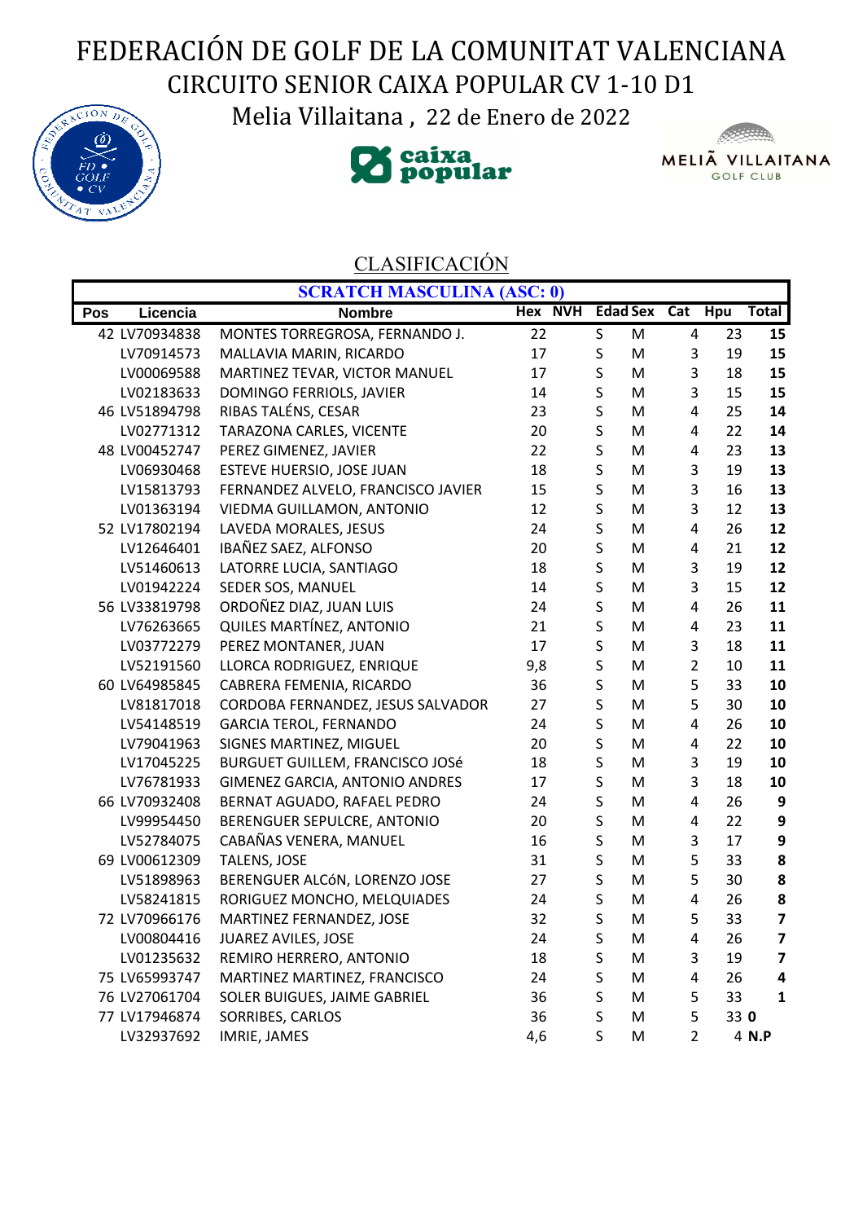# FEDERACIÓN DE GOLF DE LA COMUNITAT VALENCIANA

## CIRCUITO SENIOR CAIXA POPULAR CV 1-10 D1

Melia Villaitana , 22 de Enero de 2022

## CLASIFICACIÓN

**SCRATCH MASCULINA (ASC: 0)**

| Pos | Licencia | Nombre | Hex | NVH | Edad | Sex | Cat | Hpu | Total |
|---|---|---|---|---|---|---|---|---|---|
| 42 | LV70934838 | MONTES TORREGROSA, FERNANDO J. | 22 | | S | M | 4 | 23 | **15** |
| | LV70914573 | MALLAVIA MARIN, RICARDO | 17 | | S | M | 3 | 19 | **15** |
| | LV00069588 | MARTINEZ TEVAR, VICTOR MANUEL | 17 | | S | M | 3 | 18 | **15** |
| | LV02183633 | DOMINGO FERRIOLS, JAVIER | 14 | | S | M | 3 | 15 | **15** |
| 46 | LV51894798 | RIBAS TALÉNS, CESAR | 23 | | S | M | 4 | 25 | **14** |
| | LV02771312 | TARAZONA CARLES, VICENTE | 20 | | S | M | 4 | 22 | **14** |
| 48 | LV00452747 | PEREZ GIMENEZ, JAVIER | 22 | | S | M | 4 | 23 | **13** |
| | LV06930468 | ESTEVE HUERSIO, JOSE JUAN | 18 | | S | M | 3 | 19 | **13** |
| | LV15813793 | FERNANDEZ ALVELO, FRANCISCO JAVIER | 15 | | S | M | 3 | 16 | **13** |
| | LV01363194 | VIEDMA GUILLAMON, ANTONIO | 12 | | S | M | 3 | 12 | **13** |
| 52 | LV17802194 | LAVEDA MORALES, JESUS | 24 | | S | M | 4 | 26 | **12** |
| | LV12646401 | IBAÑEZ SAEZ, ALFONSO | 20 | | S | M | 4 | 21 | **12** |
| | LV51460613 | LATORRE LUCIA, SANTIAGO | 18 | | S | M | 3 | 19 | **12** |
| | LV01942224 | SEDER SOS, MANUEL | 14 | | S | M | 3 | 15 | **12** |
| 56 | LV33819798 | ORDOÑEZ DIAZ, JUAN LUIS | 24 | | S | M | 4 | 26 | **11** |
| | LV76263665 | QUILES MARTÍNEZ, ANTONIO | 21 | | S | M | 4 | 23 | **11** |
| | LV03772279 | PEREZ MONTANER, JUAN | 17 | | S | M | 3 | 18 | **11** |
| | LV52191560 | LLORCA RODRIGUEZ, ENRIQUE | 9,8 | | S | M | 2 | 10 | **11** |
| 60 | LV64985845 | CABRERA FEMENIA, RICARDO | 36 | | S | M | 5 | 33 | **10** |
| | LV81817018 | CORDOBA FERNANDEZ, JESUS SALVADOR | 27 | | S | M | 5 | 30 | **10** |
| | LV54148519 | GARCIA TEROL, FERNANDO | 24 | | S | M | 4 | 26 | **10** |
| | LV79041963 | SIGNES MARTINEZ, MIGUEL | 20 | | S | M | 4 | 22 | **10** |
| | LV17045225 | BURGUET GUILLEM, FRANCISCO JOSé | 18 | | S | M | 3 | 19 | **10** |
| | LV76781933 | GIMENEZ GARCIA, ANTONIO ANDRES | 17 | | S | M | 3 | 18 | **10** |
| 66 | LV70932408 | BERNAT AGUADO, RAFAEL PEDRO | 24 | | S | M | 4 | 26 | **9** |
| | LV99954450 | BERENGUER SEPULCRE, ANTONIO | 20 | | S | M | 4 | 22 | **9** |
| | LV52784075 | CABAÑAS VENERA, MANUEL | 16 | | S | M | 3 | 17 | **9** |
| 69 | LV00612309 | TALENS, JOSE | 31 | | S | M | 5 | 33 | **8** |
| | LV51898963 | BERENGUER ALCóN, LORENZO JOSE | 27 | | S | M | 5 | 30 | **8** |
| | LV58241815 | RORIGUEZ MONCHO, MELQUIADES | 24 | | S | M | 4 | 26 | **8** |
| 72 | LV70966176 | MARTINEZ FERNANDEZ, JOSE | 32 | | S | M | 5 | 33 | **7** |
| | LV00804416 | JUAREZ AVILES, JOSE | 24 | | S | M | 4 | 26 | **7** |
| | LV01235632 | REMIRO HERRERO, ANTONIO | 18 | | S | M | 3 | 19 | **7** |
| 75 | LV65993747 | MARTINEZ MARTINEZ, FRANCISCO | 24 | | S | M | 4 | 26 | **4** |
| 76 | LV27061704 | SOLER BUIGUES, JAIME GABRIEL | 36 | | S | M | 5 | 33 | **1** |
| 77 | LV17946874 | SORRIBES, CARLOS | 36 | | S | M | 5 | 33 | **0** |
| | LV32937692 | IMRIE, JAMES | 4,6 | | S | M | 2 | 4 | **N.P** |